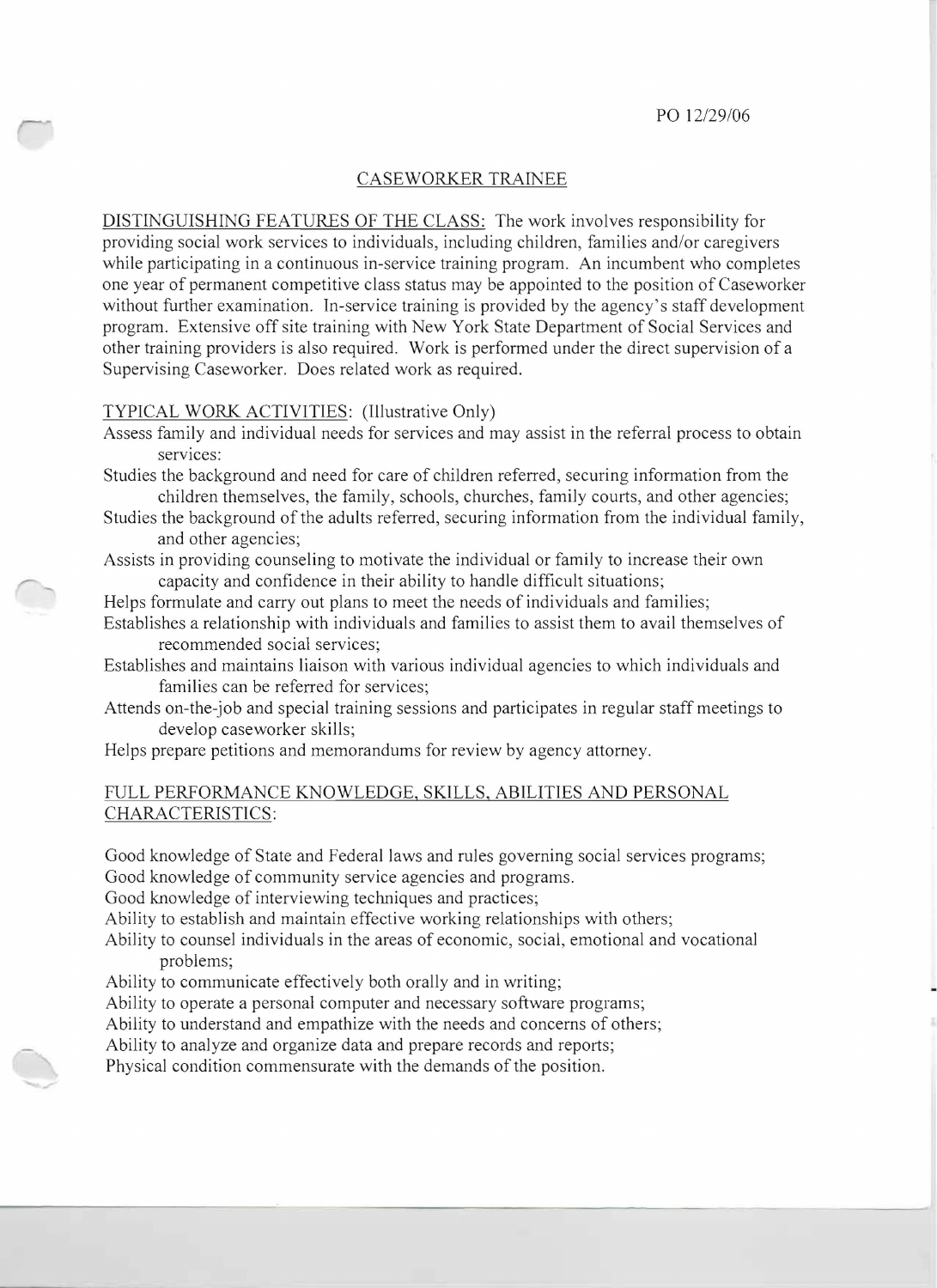PO 12/29/06

# CASEWORKER TRAINEE

DISTINGUISHING FEATURES OF THE CLASS: The work involves responsibility for providing social work services to individuals, including children, families and/or caregivers while participating in a continuous in-service training program. An incumbent who completes one year of permanent competitive class status may be appointed to the position of Caseworker without further examination. In-service training is provided by the agency's staff development program. Extensive off site training with New York State Department of Social Services and other training providers is also required. Work is performed under the direct supervision of a Supervising Caseworker. Does related work as required.

TYPICAL WORK ACTIVITIES: (Illustrative Only)

- Assess family and individual needs for services and may assist in the referral process to obtain services:
- Studies the background and need for care of children referred, securing information from the children themselves, the family, schools, churches, family courts, and other agencies;
- Studies the background of the adults referred, securing information from the individual family, and other agencies;
- Assists in providing counseling to motivate the individual or family to increase their own capacity and confidence in their ability to handle difficult situations;
- Helps formulate and carry out plans to meet the needs of individuals and families;
- Establishes a relationship with individuals and families to assist them to avail themselves of recommended social services;
- Establishes and maintains liaison with various individual agencies to which individuals and families can be referred for services;
- Attends on-the-job and special training sessions and participates in regular staff meetings to develop caseworker skills;
- Helps prepare petitions and memorandums for review by agency attorney.

FULL PERFORMANCE KNOWLEDGE, SKILLS, ABILITIES AND PERSONAL CHARACTERISTICS:

- Good knowledge of State and Federal laws and rules governing social services programs;
- Good knowledge of community service agencies and programs.
- Good knowledge of interviewing techniques and practices;
- Ability to establish and maintain effective working relationships with others;
- Ability to counsel individuals in the areas of economic, social, emotional and vocational problems;
- Ability to communicate effectively both orally and in writing;
- Ability to operate a personal computer and necessary software programs;
- Ability to understand and empathize with the needs and concerns of others;
- Ability to analyze and organize data and prepare records and reports;
- Physical condition commensurate with the demands of the position.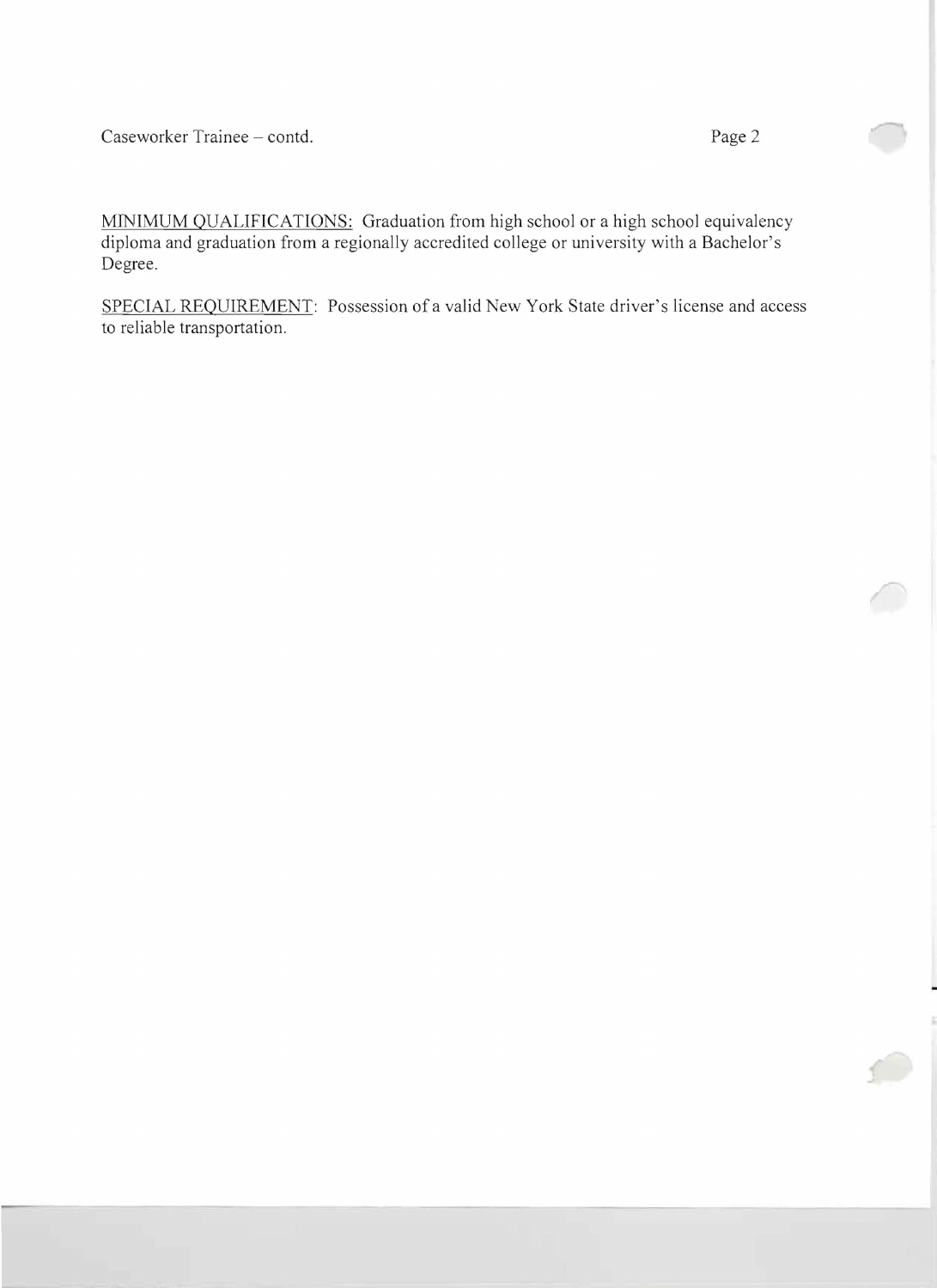MINIMUM QUALIFICATIONS: Graduation from high school or a high school equivalency diploma and graduation from a regionally accredited college or university with a Bachelor's Degree.

SPECIAL REQUIREMENT: Possession of a valid New York State driver's license and access to reliable transportation.